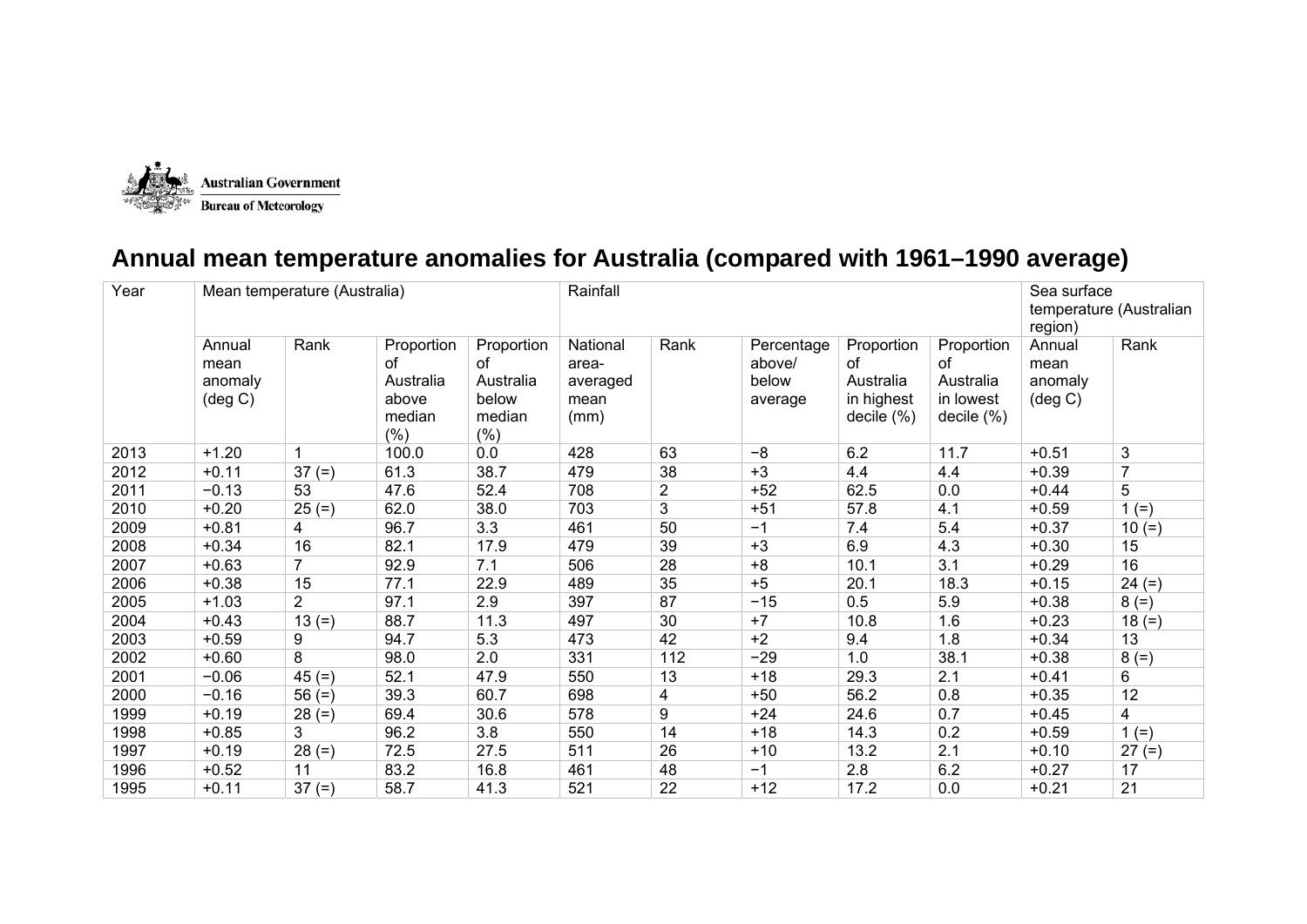Australian Government
Bureau of Meteorology

# Annual mean temperature anomalies for Australia (compared with 1961–1990 average)

| Year | Mean temperature (Australia) | | | | Rainfall | | | | | Sea surface temperature (Australian region) | |
|---|---|---|---|---|---|---|---|---|---|---|---|
| | Annual mean anomaly (deg C) | Rank | Proportion of Australia above median (%) | Proportion of Australia below median (%) | National area-averaged mean (mm) | Rank | Percentage above/ below average | Proportion of Australia in highest decile (%) | Proportion of Australia in lowest decile (%) | Annual mean anomaly (deg C) | Rank |
| 2013 | +1.20 | 1 | 100.0 | 0.0 | 428 | 63 | −8 | 6.2 | 11.7 | +0.51 | 3 |
| 2012 | +0.11 | 37 (=) | 61.3 | 38.7 | 479 | 38 | +3 | 4.4 | 4.4 | +0.39 | 7 |
| 2011 | −0.13 | 53 | 47.6 | 52.4 | 708 | 2 | +52 | 62.5 | 0.0 | +0.44 | 5 |
| 2010 | +0.20 | 25 (=) | 62.0 | 38.0 | 703 | 3 | +51 | 57.8 | 4.1 | +0.59 | 1 (=) |
| 2009 | +0.81 | 4 | 96.7 | 3.3 | 461 | 50 | −1 | 7.4 | 5.4 | +0.37 | 10 (=) |
| 2008 | +0.34 | 16 | 82.1 | 17.9 | 479 | 39 | +3 | 6.9 | 4.3 | +0.30 | 15 |
| 2007 | +0.63 | 7 | 92.9 | 7.1 | 506 | 28 | +8 | 10.1 | 3.1 | +0.29 | 16 |
| 2006 | +0.38 | 15 | 77.1 | 22.9 | 489 | 35 | +5 | 20.1 | 18.3 | +0.15 | 24 (=) |
| 2005 | +1.03 | 2 | 97.1 | 2.9 | 397 | 87 | −15 | 0.5 | 5.9 | +0.38 | 8 (=) |
| 2004 | +0.43 | 13 (=) | 88.7 | 11.3 | 497 | 30 | +7 | 10.8 | 1.6 | +0.23 | 18 (=) |
| 2003 | +0.59 | 9 | 94.7 | 5.3 | 473 | 42 | +2 | 9.4 | 1.8 | +0.34 | 13 |
| 2002 | +0.60 | 8 | 98.0 | 2.0 | 331 | 112 | −29 | 1.0 | 38.1 | +0.38 | 8 (=) |
| 2001 | −0.06 | 45 (=) | 52.1 | 47.9 | 550 | 13 | +18 | 29.3 | 2.1 | +0.41 | 6 |
| 2000 | −0.16 | 56 (=) | 39.3 | 60.7 | 698 | 4 | +50 | 56.2 | 0.8 | +0.35 | 12 |
| 1999 | +0.19 | 28 (=) | 69.4 | 30.6 | 578 | 9 | +24 | 24.6 | 0.7 | +0.45 | 4 |
| 1998 | +0.85 | 3 | 96.2 | 3.8 | 550 | 14 | +18 | 14.3 | 0.2 | +0.59 | 1 (=) |
| 1997 | +0.19 | 28 (=) | 72.5 | 27.5 | 511 | 26 | +10 | 13.2 | 2.1 | +0.10 | 27 (=) |
| 1996 | +0.52 | 11 | 83.2 | 16.8 | 461 | 48 | −1 | 2.8 | 6.2 | +0.27 | 17 |
| 1995 | +0.11 | 37 (=) | 58.7 | 41.3 | 521 | 22 | +12 | 17.2 | 0.0 | +0.21 | 21 |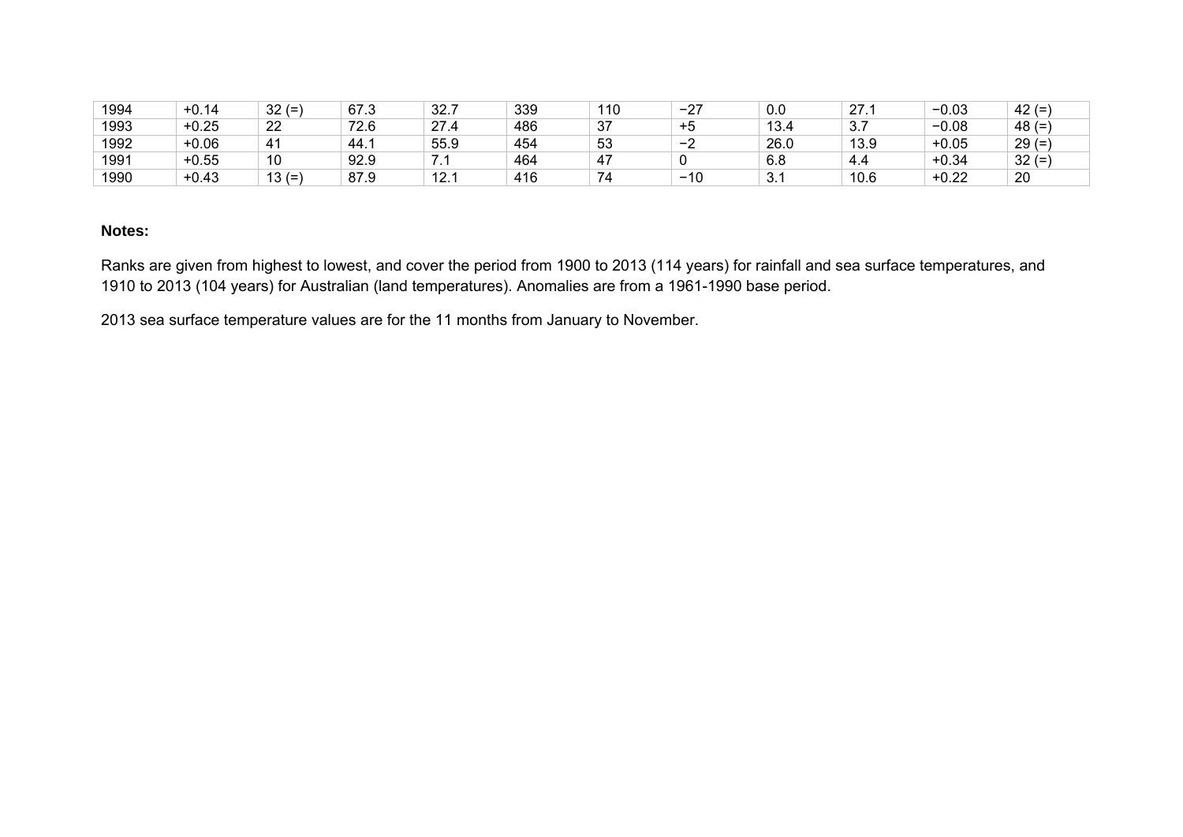| | | | | | | | | | | | |
|---|---|---|---|---|---|---|---|---|---|---|---|
| 1994 | +0.14 | 32 (=) | 67.3 | 32.7 | 339 | 110 | −27 | 0.0 | 27.1 | −0.03 | 42 (=) |
| 1993 | +0.25 | 22 | 72.6 | 27.4 | 486 | 37 | +5 | 13.4 | 3.7 | −0.08 | 48 (=) |
| 1992 | +0.06 | 41 | 44.1 | 55.9 | 454 | 53 | −2 | 26.0 | 13.9 | +0.05 | 29 (=) |
| 1991 | +0.55 | 10 | 92.9 | 7.1 | 464 | 47 | 0 | 6.8 | 4.4 | +0.34 | 32 (=) |
| 1990 | +0.43 | 13 (=) | 87.9 | 12.1 | 416 | 74 | −10 | 3.1 | 10.6 | +0.22 | 20 |

**Notes:**

Ranks are given from highest to lowest, and cover the period from 1900 to 2013 (114 years) for rainfall and sea surface temperatures, and 1910 to 2013 (104 years) for Australian (land temperatures). Anomalies are from a 1961-1990 base period.

2013 sea surface temperature values are for the 11 months from January to November.